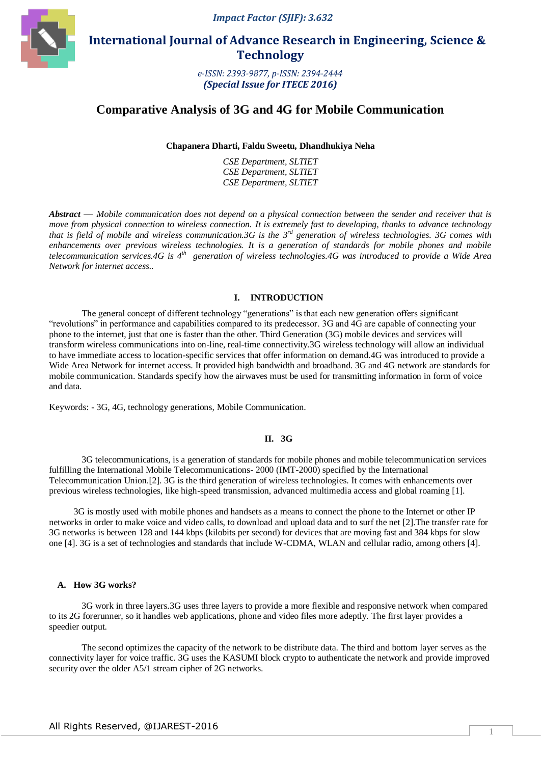# Comparative Analysis of 3G and 4G for Mobile Communication

**Chapanera Dharti, Faldu Sweetu, Dhandhukiya Neha**

*CSE Department, SLTIET*
*CSE Department, SLTIET*
*CSE Department, SLTIET*

***Abstract*** — *Mobile communication does not depend on a physical connection between the sender and receiver that is move from physical connection to wireless connection. It is extremely fast to developing, thanks to advance technology that is field of mobile and wireless communication.3G is the 3rd generation of wireless technologies. 3G comes with enhancements over previous wireless technologies. It is a generation of standards for mobile phones and mobile telecommunication services.4G is 4th generation of wireless technologies.4G was introduced to provide a Wide Area Network for internet access..*

## I. INTRODUCTION

The general concept of different technology "generations" is that each new generation offers significant "revolutions" in performance and capabilities compared to its predecessor. 3G and 4G are capable of connecting your phone to the internet, just that one is faster than the other. Third Generation (3G) mobile devices and services will transform wireless communications into on-line, real-time connectivity.3G wireless technology will allow an individual to have immediate access to location-specific services that offer information on demand.4G was introduced to provide a Wide Area Network for internet access. It provided high bandwidth and broadband. 3G and 4G network are standards for mobile communication. Standards specify how the airwaves must be used for transmitting information in form of voice and data.

Keywords: - 3G, 4G, technology generations, Mobile Communication.

## II. 3G

3G telecommunications, is a generation of standards for mobile phones and mobile telecommunication services fulfilling the International Mobile Telecommunications- 2000 (IMT-2000) specified by the International Telecommunication Union.[2]. 3G is the third generation of wireless technologies. It comes with enhancements over previous wireless technologies, like high-speed transmission, advanced multimedia access and global roaming [1].

3G is mostly used with mobile phones and handsets as a means to connect the phone to the Internet or other IP networks in order to make voice and video calls, to download and upload data and to surf the net [2].The transfer rate for 3G networks is between 128 and 144 kbps (kilobits per second) for devices that are moving fast and 384 kbps for slow one [4]. 3G is a set of technologies and standards that include W-CDMA, WLAN and cellular radio, among others [4].

### A. How 3G works?

3G work in three layers.3G uses three layers to provide a more flexible and responsive network when compared to its 2G forerunner, so it handles web applications, phone and video files more adeptly. The first layer provides a speedier output.

The second optimizes the capacity of the network to be distribute data. The third and bottom layer serves as the connectivity layer for voice traffic. 3G uses the KASUMI block crypto to authenticate the network and provide improved security over the older A5/1 stream cipher of 2G networks.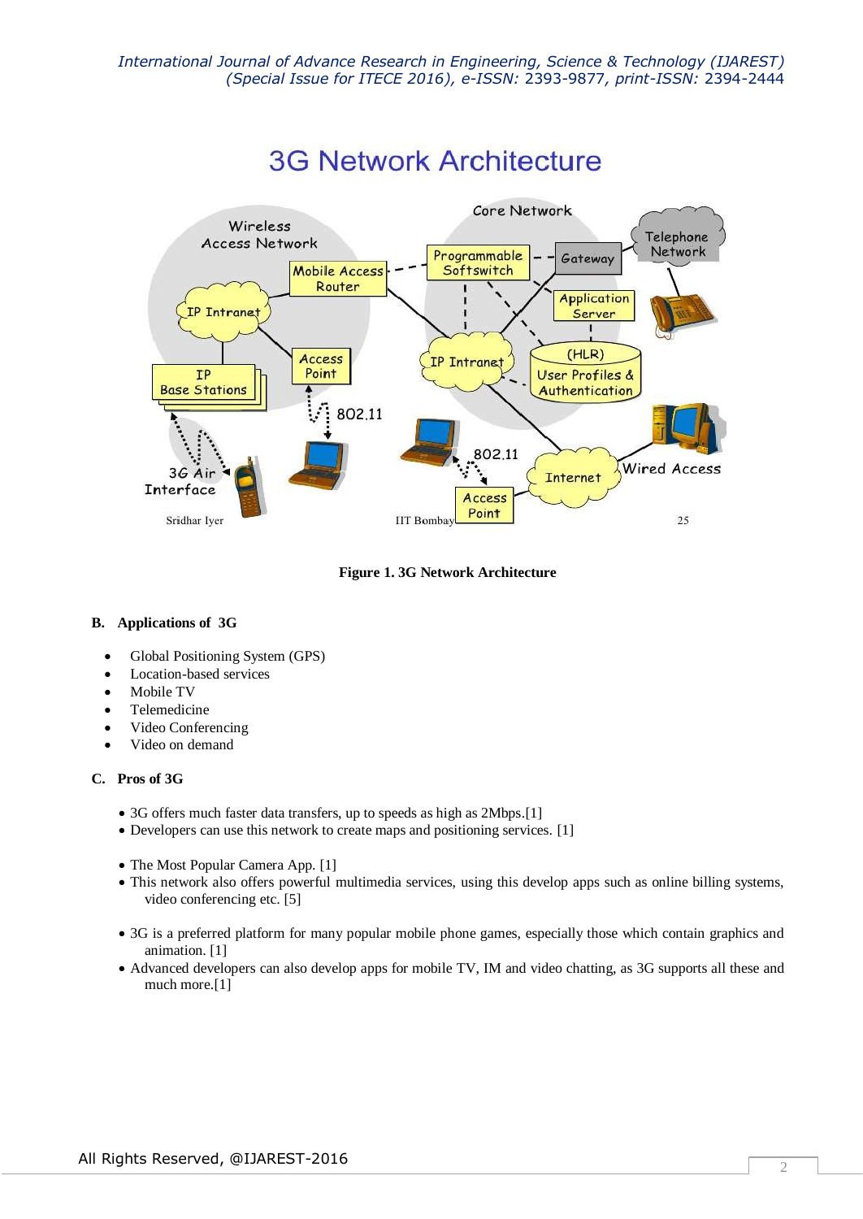**Figure 1. 3G Network Architecture**

### B. Applications of 3G

- Global Positioning System (GPS)
- Location-based services
- Mobile TV
- Telemedicine
- Video Conferencing
- Video on demand

### C. Pros of 3G

- 3G offers much faster data transfers, up to speeds as high as 2Mbps.[1]
- Developers can use this network to create maps and positioning services. [1]
- The Most Popular Camera App. [1]
- This network also offers powerful multimedia services, using this develop apps such as online billing systems, video conferencing etc. [5]
- 3G is a preferred platform for many popular mobile phone games, especially those which contain graphics and animation. [1]
- Advanced developers can also develop apps for mobile TV, IM and video chatting, as 3G supports all these and much more.[1]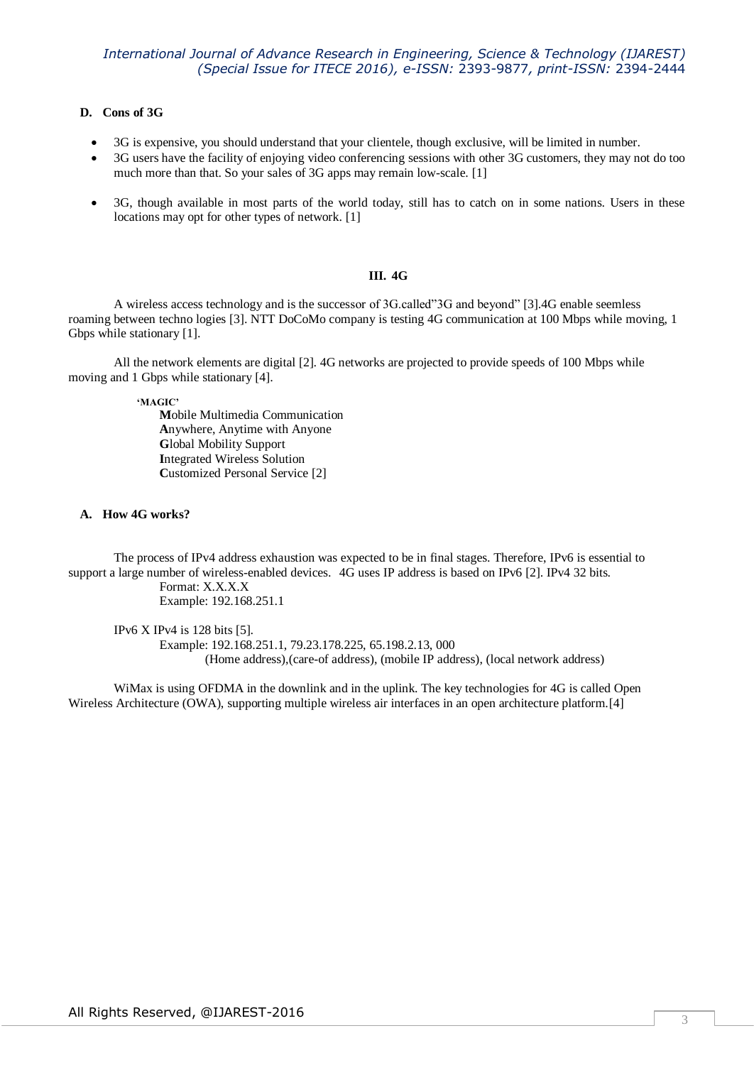### D. Cons of 3G

- 3G is expensive, you should understand that your clientele, though exclusive, will be limited in number.
- 3G users have the facility of enjoying video conferencing sessions with other 3G customers, they may not do too much more than that. So your sales of 3G apps may remain low-scale. [1]
- 3G, though available in most parts of the world today, still has to catch on in some nations. Users in these locations may opt for other types of network. [1]

## III. 4G

A wireless access technology and is the successor of 3G.called"3G and beyond" [3].4G enable seemless roaming between techno logies [3]. NTT DoCoMo company is testing 4G communication at 100 Mbps while moving, 1 Gbps while stationary [1].

All the network elements are digital [2]. 4G networks are projected to provide speeds of 100 Mbps while moving and 1 Gbps while stationary [4].

**'MAGIC'**

**M**obile Multimedia Communication
**A**nywhere, Anytime with Anyone
**G**lobal Mobility Support
**I**ntegrated Wireless Solution
**C**ustomized Personal Service [2]

### A. How 4G works?

The process of IPv4 address exhaustion was expected to be in final stages. Therefore, IPv6 is essential to support a large number of wireless-enabled devices. 4G uses IP address is based on IPv6 [2]. IPv4 32 bits.

Format: X.X.X.X
Example: 192.168.251.1

IPv6 X IPv4 is 128 bits [5].

Example: 192.168.251.1, 79.23.178.225, 65.198.2.13, 000
(Home address),(care-of address), (mobile IP address), (local network address)

WiMax is using OFDMA in the downlink and in the uplink. The key technologies for 4G is called Open Wireless Architecture (OWA), supporting multiple wireless air interfaces in an open architecture platform.[4]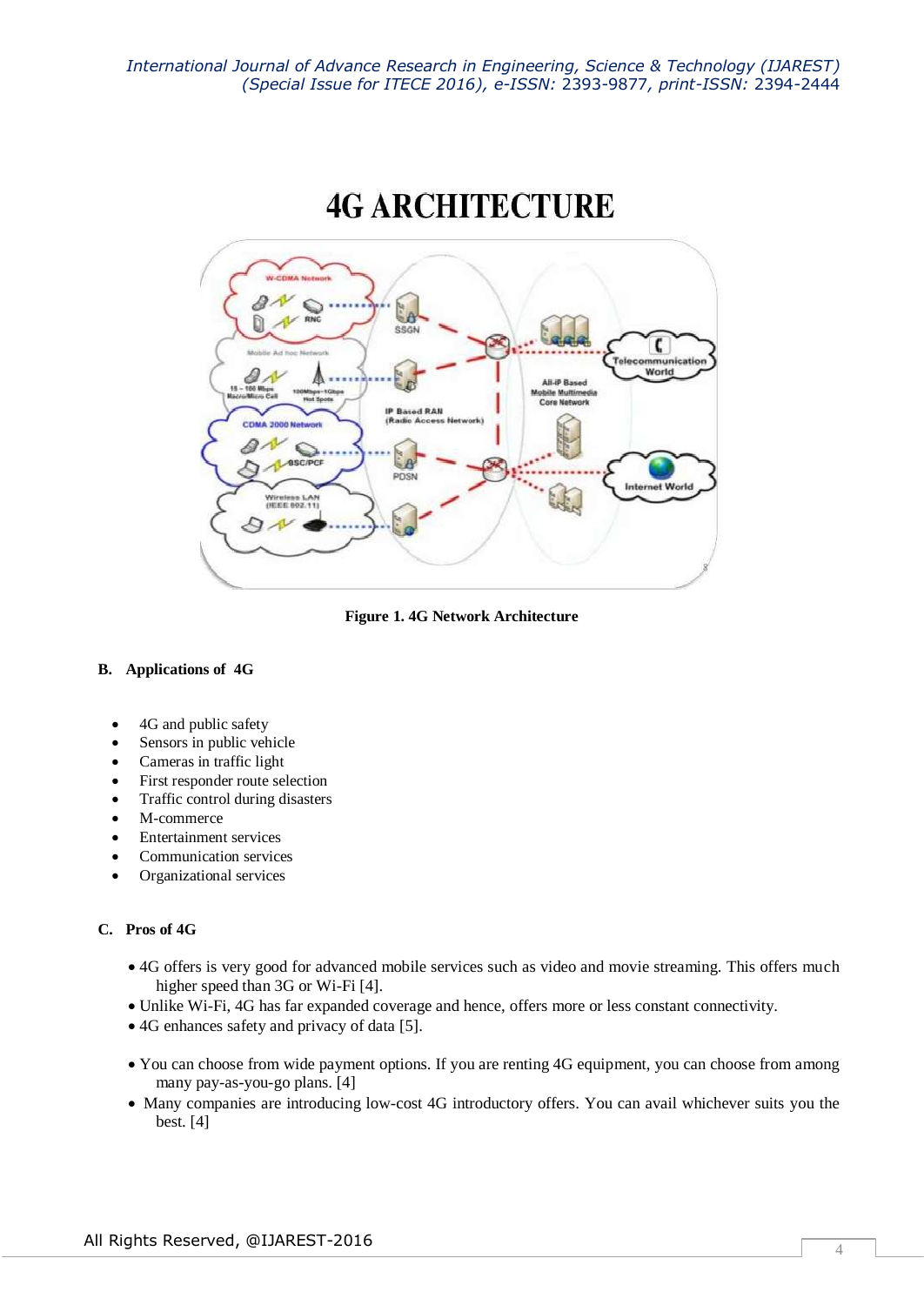# 4G ARCHITECTURE

**Figure 1. 4G Network Architecture**

### B. Applications of 4G

- 4G and public safety
- Sensors in public vehicle
- Cameras in traffic light
- First responder route selection
- Traffic control during disasters
- M-commerce
- Entertainment services
- Communication services
- Organizational services

### C. Pros of 4G

- 4G offers is very good for advanced mobile services such as video and movie streaming. This offers much higher speed than 3G or Wi-Fi [4].
- Unlike Wi-Fi, 4G has far expanded coverage and hence, offers more or less constant connectivity.
- 4G enhances safety and privacy of data [5].

- You can choose from wide payment options. If you are renting 4G equipment, you can choose from among many pay-as-you-go plans. [4]
- Many companies are introducing low-cost 4G introductory offers. You can avail whichever suits you the best. [4]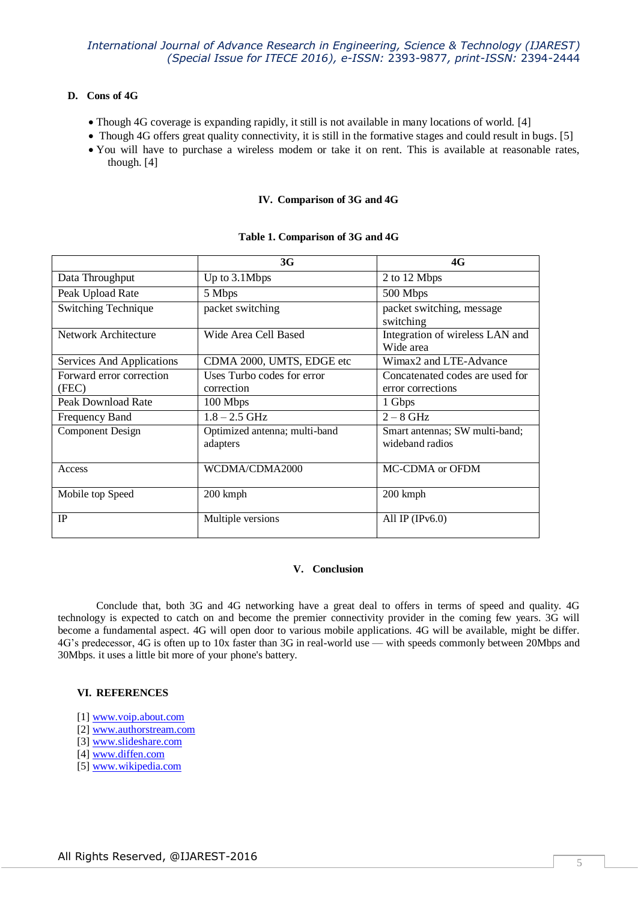### D. Cons of 4G

- Though 4G coverage is expanding rapidly, it still is not available in many locations of world. [4]
- Though 4G offers great quality connectivity, it is still in the formative stages and could result in bugs. [5]
- You will have to purchase a wireless modem or take it on rent. This is available at reasonable rates, though. [4]

## IV. Comparison of 3G and 4G

**Table 1. Comparison of 3G and 4G**

| | 3G | 4G |
|---|---|---|
| Data Throughput | Up to 3.1Mbps | 2 to 12 Mbps |
| Peak Upload Rate | 5 Mbps | 500 Mbps |
| Switching Technique | packet switching | packet switching, message switching |
| Network Architecture | Wide Area Cell Based | Integration of wireless LAN and Wide area |
| Services And Applications | CDMA 2000, UMTS, EDGE etc | Wimax2 and LTE-Advance |
| Forward error correction (FEC) | Uses Turbo codes for error correction | Concatenated codes are used for error corrections |
| Peak Download Rate | 100 Mbps | 1 Gbps |
| Frequency Band | 1.8 – 2.5 GHz | 2 – 8 GHz |
| Component Design | Optimized antenna; multi-band adapters | Smart antennas; SW multi-band; wideband radios |
| Access | WCDMA/CDMA2000 | MC-CDMA or OFDM |
| Mobile top Speed | 200 kmph | 200 kmph |
| IP | Multiple versions | All IP (IPv6.0) |

## V. Conclusion

Conclude that, both 3G and 4G networking have a great deal to offers in terms of speed and quality. 4G technology is expected to catch on and become the premier connectivity provider in the coming few years. 3G will become a fundamental aspect. 4G will open door to various mobile applications. 4G will be available, might be differ. 4G's predecessor, 4G is often up to 10x faster than 3G in real-world use — with speeds commonly between 20Mbps and 30Mbps. it uses a little bit more of your phone's battery.

## VI. REFERENCES

[1] www.voip.about.com
[2] www.authorstream.com
[3] www.slideshare.com
[4] www.diffen.com
[5] www.wikipedia.com